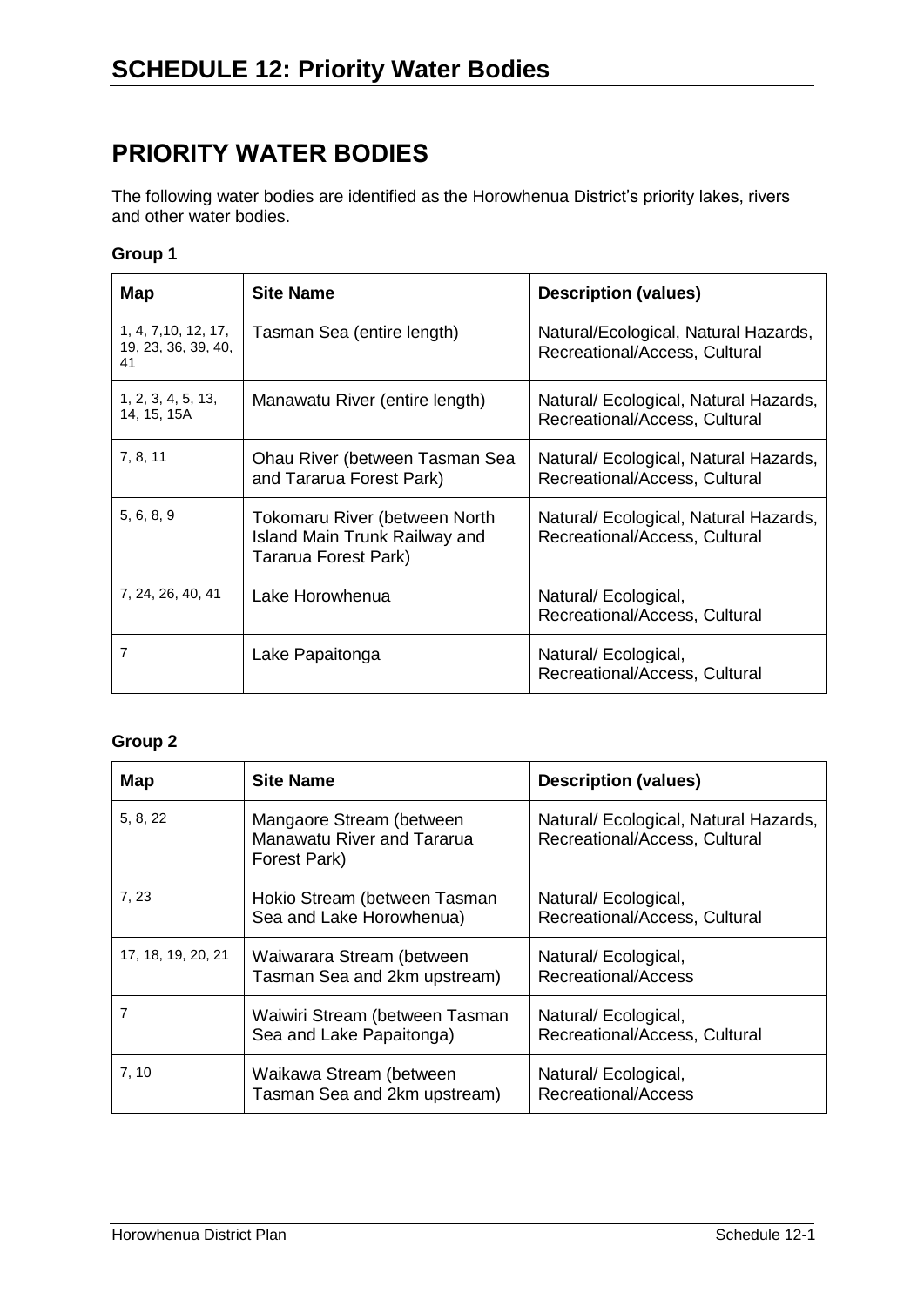# SCHEDULE 12: Priority Water Bodies

## PRIORITY WATER BODIES

The following water bodies are identified as the Horowhenua District's priority lakes, rivers and other water bodies.

### Group 1

| Map | Site Name | Description (values) |
|---|---|---|
| 1, 4, 7,10, 12, 17, 19, 23, 36, 39, 40, 41 | Tasman Sea (entire length) | Natural/Ecological, Natural Hazards, Recreational/Access, Cultural |
| 1, 2, 3, 4, 5, 13, 14, 15, 15A | Manawatu River (entire length) | Natural/ Ecological, Natural Hazards, Recreational/Access, Cultural |
| 7, 8, 11 | Ohau River (between Tasman Sea and Tararua Forest Park) | Natural/ Ecological, Natural Hazards, Recreational/Access, Cultural |
| 5, 6, 8, 9 | Tokomaru River (between North Island Main Trunk Railway and Tararua Forest Park) | Natural/ Ecological, Natural Hazards, Recreational/Access, Cultural |
| 7, 24, 26, 40, 41 | Lake Horowhenua | Natural/ Ecological, Recreational/Access, Cultural |
| 7 | Lake Papaitonga | Natural/ Ecological, Recreational/Access, Cultural |

### Group 2

| Map | Site Name | Description (values) |
|---|---|---|
| 5, 8, 22 | Mangaore Stream (between Manawatu River and Tararua Forest Park) | Natural/ Ecological, Natural Hazards, Recreational/Access, Cultural |
| 7, 23 | Hokio Stream (between Tasman Sea and Lake Horowhenua) | Natural/ Ecological, Recreational/Access, Cultural |
| 17, 18, 19, 20, 21 | Waiwarara Stream (between Tasman Sea and 2km upstream) | Natural/ Ecological, Recreational/Access |
| 7 | Waiwiri Stream (between Tasman Sea and Lake Papaitonga) | Natural/ Ecological, Recreational/Access, Cultural |
| 7, 10 | Waikawa Stream (between Tasman Sea and 2km upstream) | Natural/ Ecological, Recreational/Access |